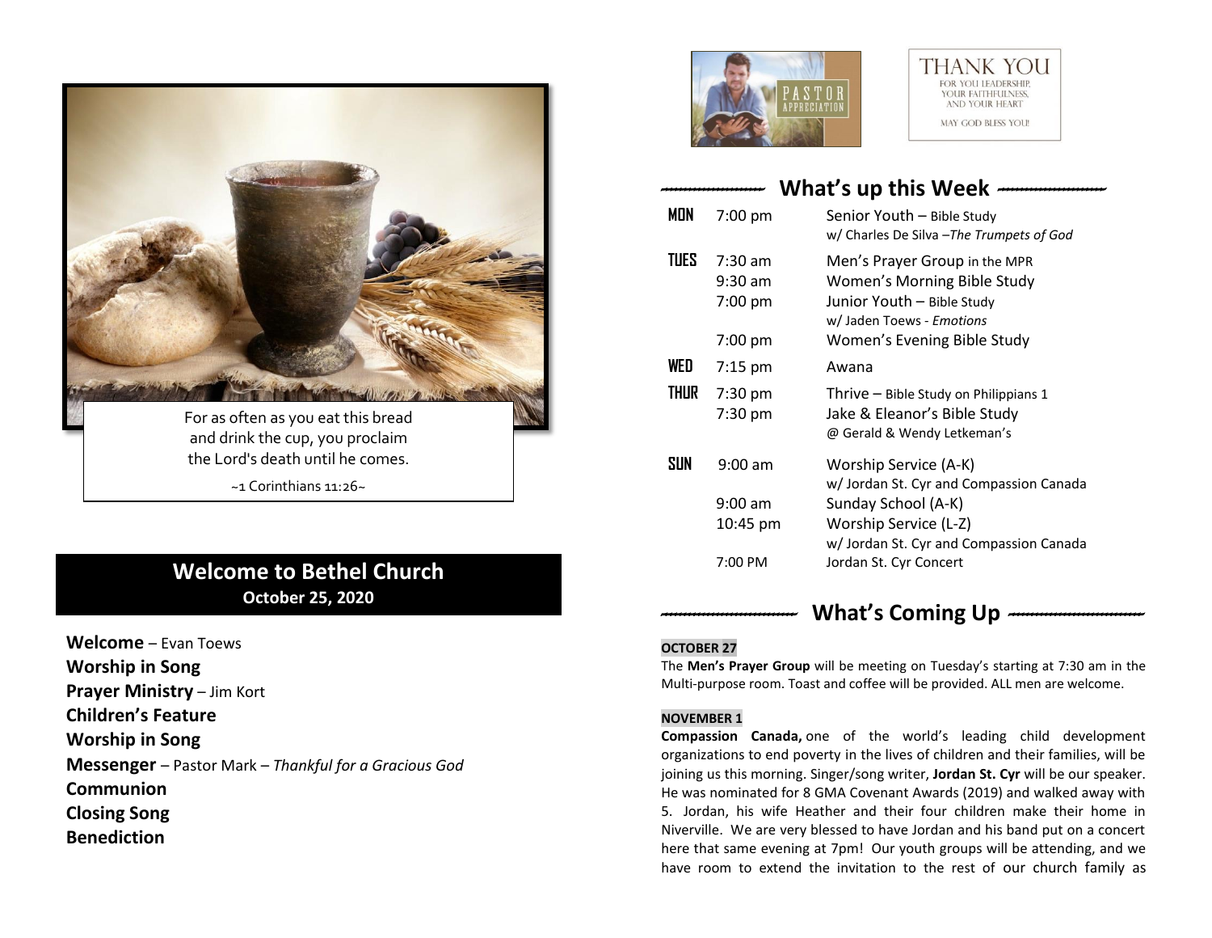For as often as you eat this bread and drink the cup, you proclaim the Lord's death until he comes.

~1 Corinthians 11:26~

# Welcome to Bethel Church

**October 25, 2020**

**Welcome** – Evan Toews
**Worship in Song**
**Prayer Ministry** – Jim Kort
**Children's Feature**
**Worship in Song**
**Messenger** – Pastor Mark – *Thankful for a Gracious God*
**Communion**
**Closing Song**
**Benediction**

PASTOR APPRECIATION

THANK YOU
FOR YOU LEADERSHIP, YOUR FAITHFULNESS, AND YOUR HEART
MAY GOD BLESS YOU!

## What's up this Week

| | | |
|---|---|---|
| **MON** | 7:00 pm | Senior Youth – Bible Study w/ Charles De Silva –*The Trumpets of God* |
| **TUES** | 7:30 am | Men's Prayer Group in the MPR |
| | 9:30 am | Women's Morning Bible Study |
| | 7:00 pm | Junior Youth – Bible Study w/ Jaden Toews - *Emotions* |
| | 7:00 pm | Women's Evening Bible Study |
| **WED** | 7:15 pm | Awana |
| **THUR** | 7:30 pm | Thrive – Bible Study on Philippians 1 |
| | 7:30 pm | Jake & Eleanor's Bible Study @ Gerald & Wendy Letkeman's |
| **SUN** | 9:00 am | Worship Service (A-K) w/ Jordan St. Cyr and Compassion Canada |
| | 9:00 am | Sunday School (A-K) |
| | 10:45 pm | Worship Service (L-Z) w/ Jordan St. Cyr and Compassion Canada |
| | 7:00 PM | Jordan St. Cyr Concert |

## What's Coming Up

**OCTOBER 27**

The **Men's Prayer Group** will be meeting on Tuesday's starting at 7:30 am in the Multi-purpose room. Toast and coffee will be provided. ALL men are welcome.

**NOVEMBER 1**

**Compassion Canada,** one of the world's leading child development organizations to end poverty in the lives of children and their families, will be joining us this morning. Singer/song writer, **Jordan St. Cyr** will be our speaker. He was nominated for 8 GMA Covenant Awards (2019) and walked away with 5. Jordan, his wife Heather and their four children make their home in Niverville. We are very blessed to have Jordan and his band put on a concert here that same evening at 7pm! Our youth groups will be attending, and we have room to extend the invitation to the rest of our church family as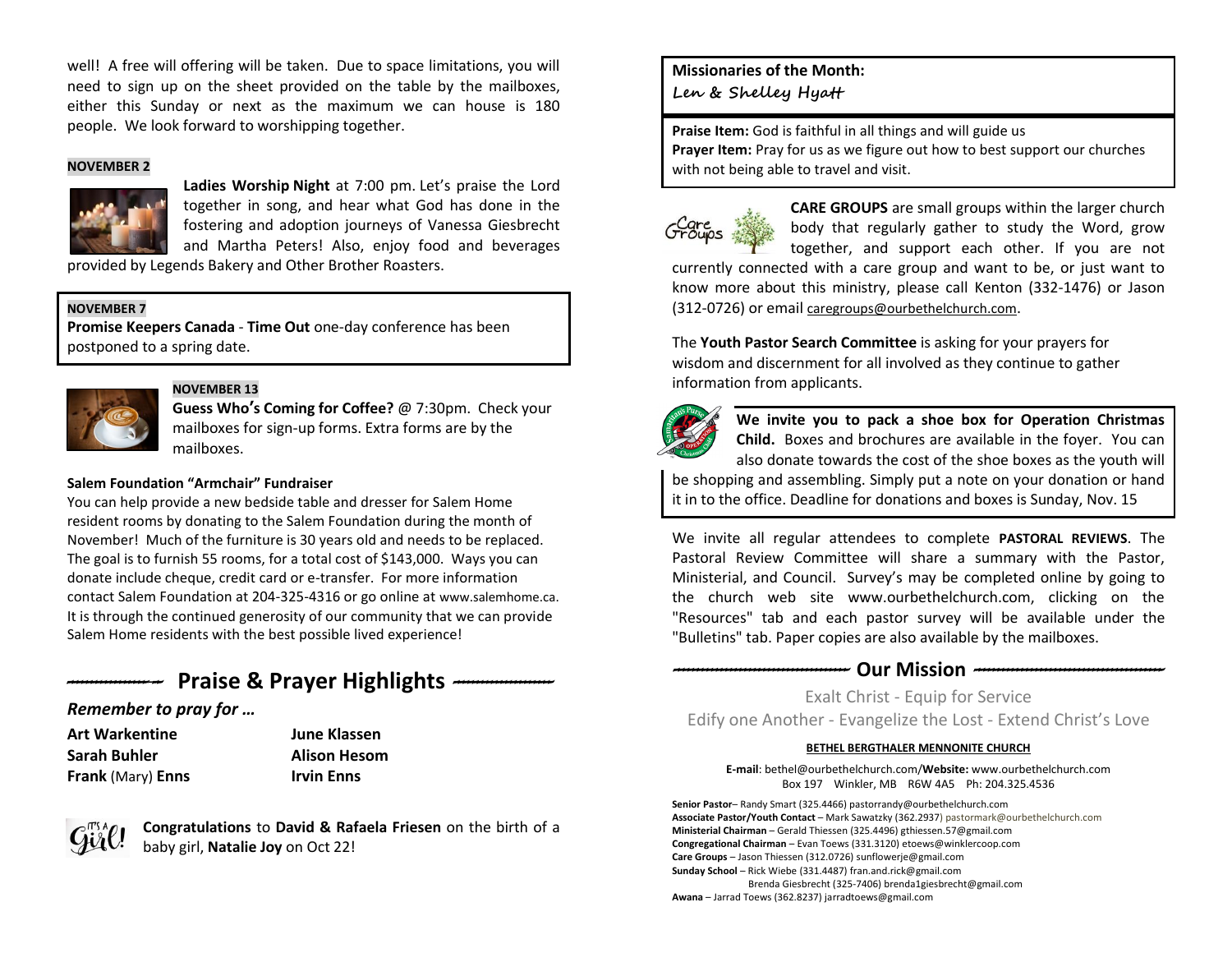well! A free will offering will be taken. Due to space limitations, you will need to sign up on the sheet provided on the table by the mailboxes, either this Sunday or next as the maximum we can house is 180 people. We look forward to worshipping together.

**NOVEMBER 2**

**Ladies Worship Night** at 7:00 pm. Let's praise the Lord together in song, and hear what God has done in the fostering and adoption journeys of Vanessa Giesbrecht and Martha Peters! Also, enjoy food and beverages provided by Legends Bakery and Other Brother Roasters.

**NOVEMBER 7**

**Promise Keepers Canada** - **Time Out** one-day conference has been postponed to a spring date.

**NOVEMBER 13**

**Guess Who's Coming for Coffee?** @ 7:30pm. Check your mailboxes for sign-up forms. Extra forms are by the mailboxes.

**Salem Foundation "Armchair" Fundraiser**

You can help provide a new bedside table and dresser for Salem Home resident rooms by donating to the Salem Foundation during the month of November! Much of the furniture is 30 years old and needs to be replaced. The goal is to furnish 55 rooms, for a total cost of $143,000. Ways you can donate include cheque, credit card or e-transfer. For more information contact Salem Foundation at 204-325-4316 or go online at www.salemhome.ca. It is through the continued generosity of our community that we can provide Salem Home residents with the best possible lived experience!

## Praise & Prayer Highlights

***Remember to pray for …***

**Art Warkentine**
**Sarah Buhler**
**Frank** (Mary) **Enns**
**June Klassen**
**Alison Hesom**
**Irvin Enns**

**Congratulations** to **David & Rafaela Friesen** on the birth of a baby girl, **Natalie Joy** on Oct 22!

**Missionaries of the Month:**
**Len & Shelley Hyatt**

**Praise Item:** God is faithful in all things and will guide us
**Prayer Item:** Pray for us as we figure out how to best support our churches with not being able to travel and visit.

**CARE GROUPS** are small groups within the larger church body that regularly gather to study the Word, grow together, and support each other. If you are not currently connected with a care group and want to be, or just want to know more about this ministry, please call Kenton (332-1476) or Jason (312-0726) or email caregroups@ourbethelchurch.com.

The **Youth Pastor Search Committee** is asking for your prayers for wisdom and discernment for all involved as they continue to gather information from applicants.

**We invite you to pack a shoe box for Operation Christmas Child.** Boxes and brochures are available in the foyer. You can also donate towards the cost of the shoe boxes as the youth will be shopping and assembling. Simply put a note on your donation or hand it in to the office. Deadline for donations and boxes is Sunday, Nov. 15

We invite all regular attendees to complete **PASTORAL REVIEWS**. The Pastoral Review Committee will share a summary with the Pastor, Ministerial, and Council. Survey's may be completed online by going to the church web site www.ourbethelchurch.com, clicking on the "Resources" tab and each pastor survey will be available under the "Bulletins" tab. Paper copies are also available by the mailboxes.

## Our Mission

Exalt Christ - Equip for Service
Edify one Another - Evangelize the Lost - Extend Christ's Love

**BETHEL BERGTHALER MENNONITE CHURCH**

**E-mail**: bethel@ourbethelchurch.com/**Website:** www.ourbethelchurch.com
Box 197 Winkler, MB R6W 4A5 Ph: 204.325.4536

**Senior Pastor**– Randy Smart (325.4466) pastorrandy@ourbethelchurch.com
**Associate Pastor/Youth Contact** – Mark Sawatzky (362.2937) pastormark@ourbethelchurch.com
**Ministerial Chairman** – Gerald Thiessen (325.4496) gthiessen.57@gmail.com
**Congregational Chairman** – Evan Toews (331.3120) etoews@winklercoop.com
**Care Groups** – Jason Thiessen (312.0726) sunflowerje@gmail.com
**Sunday School** – Rick Wiebe (331.4487) fran.and.rick@gmail.com
Brenda Giesbrecht (325-7406) brenda1giesbrecht@gmail.com
**Awana** – Jarrad Toews (362.8237) jarradtoews@gmail.com